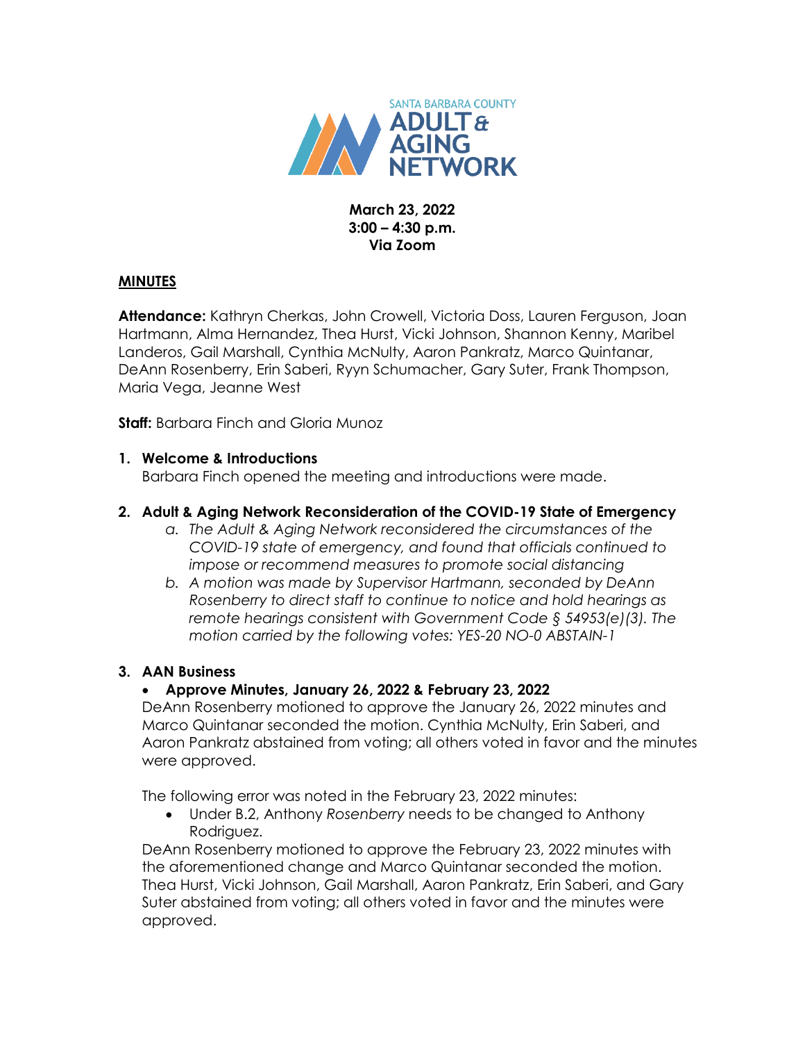SANTA BARBARA COUNTY ADULT & AGING NETWORK

**March 23, 2022**
**3:00 – 4:30 p.m.**
**Via Zoom**

**MINUTES**

**Attendance:** Kathryn Cherkas, John Crowell, Victoria Doss, Lauren Ferguson, Joan Hartmann, Alma Hernandez, Thea Hurst, Vicki Johnson, Shannon Kenny, Maribel Landeros, Gail Marshall, Cynthia McNulty, Aaron Pankratz, Marco Quintanar, DeAnn Rosenberry, Erin Saberi, Ryyn Schumacher, Gary Suter, Frank Thompson, Maria Vega, Jeanne West

**Staff:** Barbara Finch and Gloria Munoz

1. **Welcome & Introductions**
   Barbara Finch opened the meeting and introductions were made.

2. **Adult & Aging Network Reconsideration of the COVID-19 State of Emergency**
   a. *The Adult & Aging Network reconsidered the circumstances of the COVID-19 state of emergency, and found that officials continued to impose or recommend measures to promote social distancing*
   b. *A motion was made by Supervisor Hartmann, seconded by DeAnn Rosenberry to direct staff to continue to notice and hold hearings as remote hearings consistent with Government Code § 54953(e)(3). The motion carried by the following votes: YES-20 NO-0 ABSTAIN-1*

3. **AAN Business**
   - **Approve Minutes, January 26, 2022 & February 23, 2022**

   DeAnn Rosenberry motioned to approve the January 26, 2022 minutes and Marco Quintanar seconded the motion. Cynthia McNulty, Erin Saberi, and Aaron Pankratz abstained from voting; all others voted in favor and the minutes were approved.

   The following error was noted in the February 23, 2022 minutes:
   - Under B.2, Anthony *Rosenberry* needs to be changed to Anthony Rodriguez.

   DeAnn Rosenberry motioned to approve the February 23, 2022 minutes with the aforementioned change and Marco Quintanar seconded the motion. Thea Hurst, Vicki Johnson, Gail Marshall, Aaron Pankratz, Erin Saberi, and Gary Suter abstained from voting; all others voted in favor and the minutes were approved.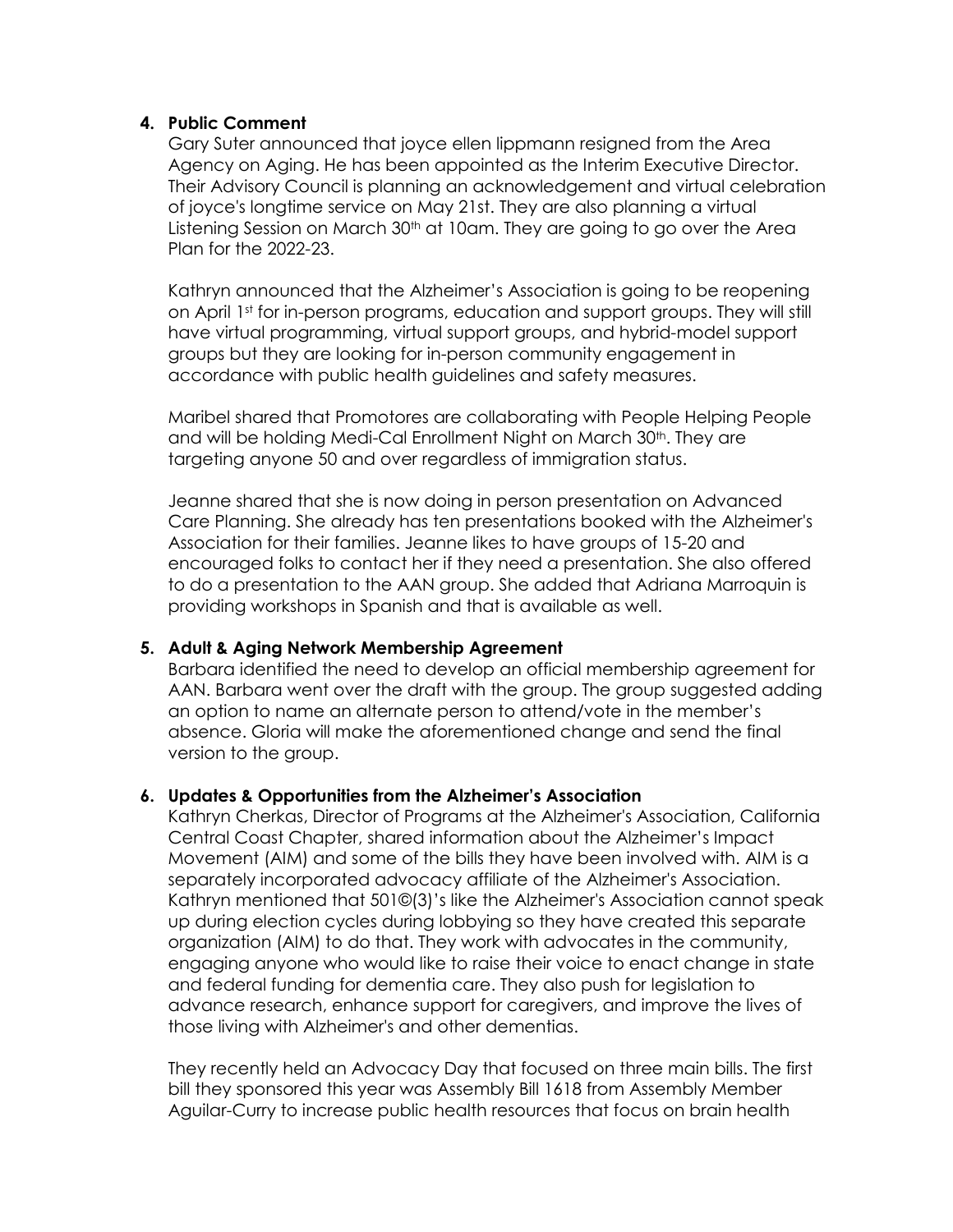4. **Public Comment**

   Gary Suter announced that joyce ellen lippmann resigned from the Area Agency on Aging. He has been appointed as the Interim Executive Director. Their Advisory Council is planning an acknowledgement and virtual celebration of joyce's longtime service on May 21st. They are also planning a virtual Listening Session on March 30th at 10am. They are going to go over the Area Plan for the 2022-23.

   Kathryn announced that the Alzheimer's Association is going to be reopening on April 1st for in-person programs, education and support groups. They will still have virtual programming, virtual support groups, and hybrid-model support groups but they are looking for in-person community engagement in accordance with public health guidelines and safety measures.

   Maribel shared that Promotores are collaborating with People Helping People and will be holding Medi-Cal Enrollment Night on March 30th. They are targeting anyone 50 and over regardless of immigration status.

   Jeanne shared that she is now doing in person presentation on Advanced Care Planning. She already has ten presentations booked with the Alzheimer's Association for their families. Jeanne likes to have groups of 15-20 and encouraged folks to contact her if they need a presentation. She also offered to do a presentation to the AAN group. She added that Adriana Marroquin is providing workshops in Spanish and that is available as well.

5. **Adult & Aging Network Membership Agreement**

   Barbara identified the need to develop an official membership agreement for AAN. Barbara went over the draft with the group. The group suggested adding an option to name an alternate person to attend/vote in the member's absence. Gloria will make the aforementioned change and send the final version to the group.

6. **Updates & Opportunities from the Alzheimer's Association**

   Kathryn Cherkas, Director of Programs at the Alzheimer's Association, California Central Coast Chapter, shared information about the Alzheimer's Impact Movement (AIM) and some of the bills they have been involved with. AIM is a separately incorporated advocacy affiliate of the Alzheimer's Association. Kathryn mentioned that 501©(3)'s like the Alzheimer's Association cannot speak up during election cycles during lobbying so they have created this separate organization (AIM) to do that. They work with advocates in the community, engaging anyone who would like to raise their voice to enact change in state and federal funding for dementia care. They also push for legislation to advance research, enhance support for caregivers, and improve the lives of those living with Alzheimer's and other dementias.

   They recently held an Advocacy Day that focused on three main bills. The first bill they sponsored this year was Assembly Bill 1618 from Assembly Member Aguilar-Curry to increase public health resources that focus on brain health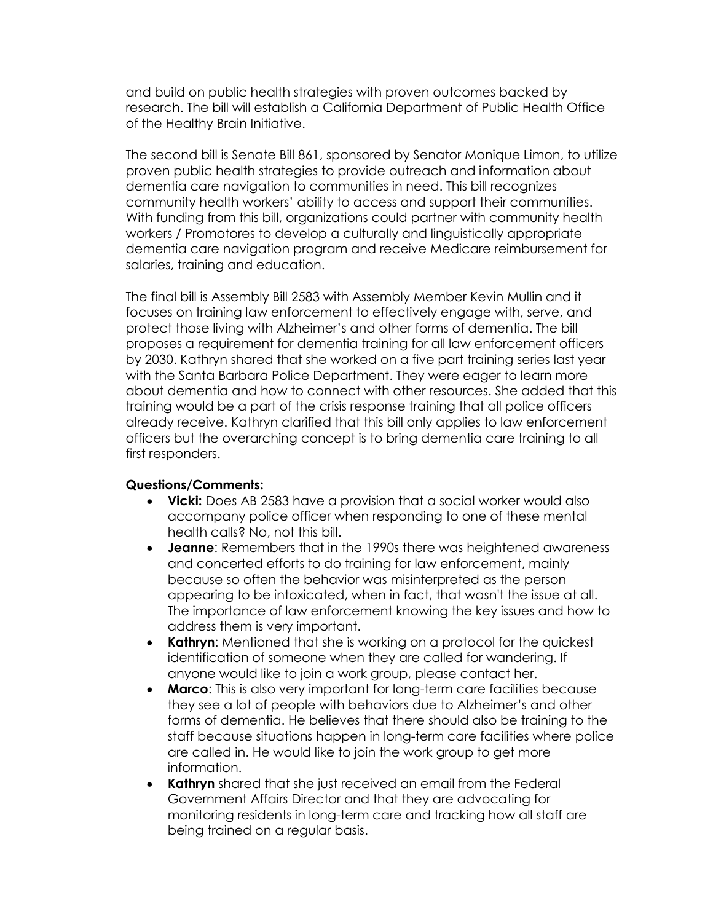and build on public health strategies with proven outcomes backed by research. The bill will establish a California Department of Public Health Office of the Healthy Brain Initiative.

The second bill is Senate Bill 861, sponsored by Senator Monique Limon, to utilize proven public health strategies to provide outreach and information about dementia care navigation to communities in need. This bill recognizes community health workers' ability to access and support their communities. With funding from this bill, organizations could partner with community health workers / Promotores to develop a culturally and linguistically appropriate dementia care navigation program and receive Medicare reimbursement for salaries, training and education.

The final bill is Assembly Bill 2583 with Assembly Member Kevin Mullin and it focuses on training law enforcement to effectively engage with, serve, and protect those living with Alzheimer's and other forms of dementia. The bill proposes a requirement for dementia training for all law enforcement officers by 2030. Kathryn shared that she worked on a five part training series last year with the Santa Barbara Police Department. They were eager to learn more about dementia and how to connect with other resources. She added that this training would be a part of the crisis response training that all police officers already receive. Kathryn clarified that this bill only applies to law enforcement officers but the overarching concept is to bring dementia care training to all first responders.

**Questions/Comments:**

- **Vicki:** Does AB 2583 have a provision that a social worker would also accompany police officer when responding to one of these mental health calls? No, not this bill.
- **Jeanne**: Remembers that in the 1990s there was heightened awareness and concerted efforts to do training for law enforcement, mainly because so often the behavior was misinterpreted as the person appearing to be intoxicated, when in fact, that wasn't the issue at all. The importance of law enforcement knowing the key issues and how to address them is very important.
- **Kathryn**: Mentioned that she is working on a protocol for the quickest identification of someone when they are called for wandering. If anyone would like to join a work group, please contact her.
- **Marco**: This is also very important for long-term care facilities because they see a lot of people with behaviors due to Alzheimer's and other forms of dementia. He believes that there should also be training to the staff because situations happen in long-term care facilities where police are called in. He would like to join the work group to get more information.
- **Kathryn** shared that she just received an email from the Federal Government Affairs Director and that they are advocating for monitoring residents in long-term care and tracking how all staff are being trained on a regular basis.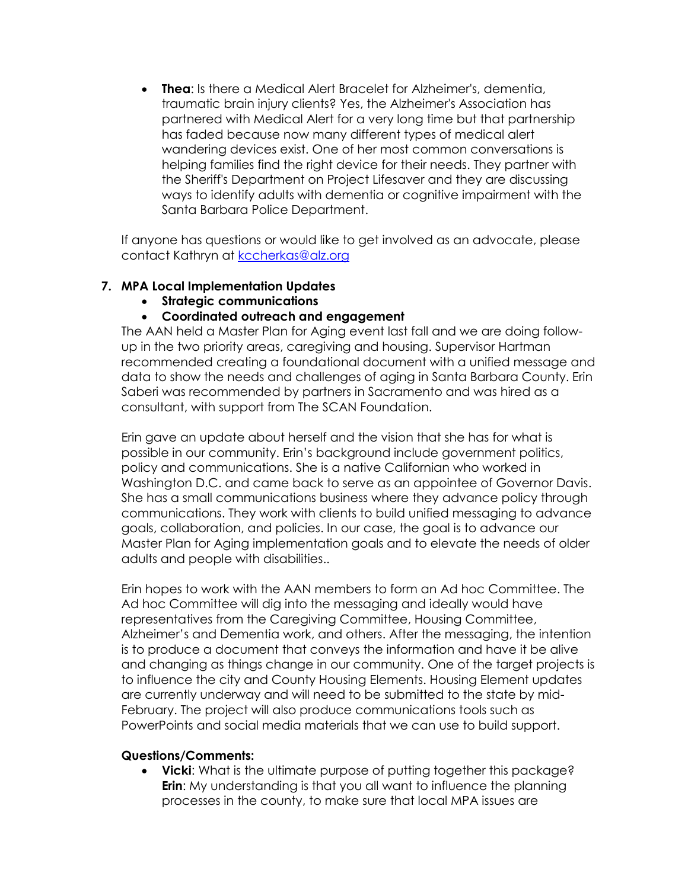- **Thea**: Is there a Medical Alert Bracelet for Alzheimer's, dementia, traumatic brain injury clients? Yes, the Alzheimer's Association has partnered with Medical Alert for a very long time but that partnership has faded because now many different types of medical alert wandering devices exist. One of her most common conversations is helping families find the right device for their needs. They partner with the Sheriff's Department on Project Lifesaver and they are discussing ways to identify adults with dementia or cognitive impairment with the Santa Barbara Police Department.

If anyone has questions or would like to get involved as an advocate, please contact Kathryn at kccherkas@alz.org

**7. MPA Local Implementation Updates**

- **Strategic communications**
- **Coordinated outreach and engagement**

The AAN held a Master Plan for Aging event last fall and we are doing follow-up in the two priority areas, caregiving and housing. Supervisor Hartman recommended creating a foundational document with a unified message and data to show the needs and challenges of aging in Santa Barbara County. Erin Saberi was recommended by partners in Sacramento and was hired as a consultant, with support from The SCAN Foundation.

Erin gave an update about herself and the vision that she has for what is possible in our community. Erin's background include government politics, policy and communications. She is a native Californian who worked in Washington D.C. and came back to serve as an appointee of Governor Davis. She has a small communications business where they advance policy through communications. They work with clients to build unified messaging to advance goals, collaboration, and policies. In our case, the goal is to advance our Master Plan for Aging implementation goals and to elevate the needs of older adults and people with disabilities..

Erin hopes to work with the AAN members to form an Ad hoc Committee. The Ad hoc Committee will dig into the messaging and ideally would have representatives from the Caregiving Committee, Housing Committee, Alzheimer's and Dementia work, and others. After the messaging, the intention is to produce a document that conveys the information and have it be alive and changing as things change in our community. One of the target projects is to influence the city and County Housing Elements. Housing Element updates are currently underway and will need to be submitted to the state by mid-February. The project will also produce communications tools such as PowerPoints and social media materials that we can use to build support.

**Questions/Comments:**

- **Vicki**: What is the ultimate purpose of putting together this package? **Erin**: My understanding is that you all want to influence the planning processes in the county, to make sure that local MPA issues are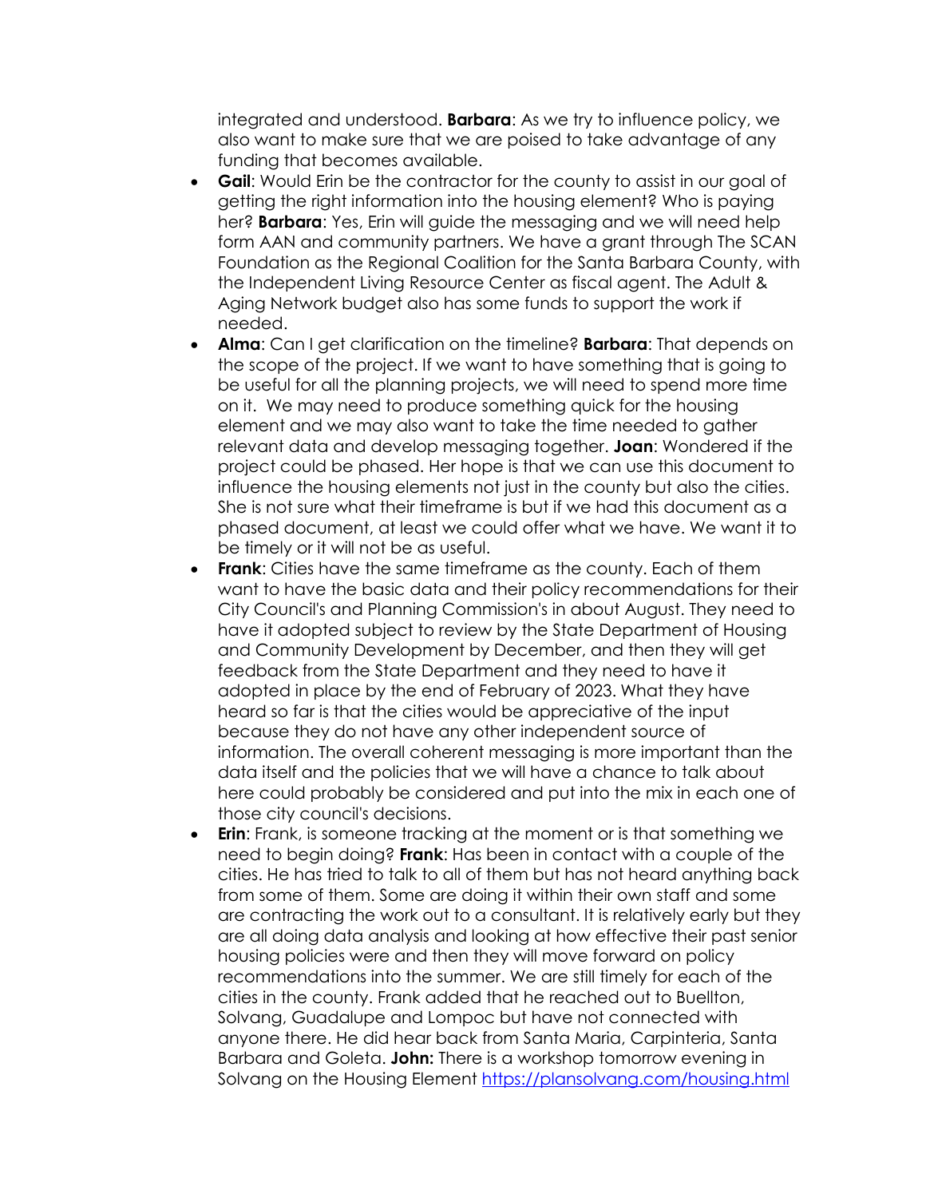integrated and understood. **Barbara**: As we try to influence policy, we also want to make sure that we are poised to take advantage of any funding that becomes available.

- **Gail**: Would Erin be the contractor for the county to assist in our goal of getting the right information into the housing element? Who is paying her? **Barbara**: Yes, Erin will guide the messaging and we will need help form AAN and community partners. We have a grant through The SCAN Foundation as the Regional Coalition for the Santa Barbara County, with the Independent Living Resource Center as fiscal agent. The Adult & Aging Network budget also has some funds to support the work if needed.
- **Alma**: Can I get clarification on the timeline? **Barbara**: That depends on the scope of the project. If we want to have something that is going to be useful for all the planning projects, we will need to spend more time on it. We may need to produce something quick for the housing element and we may also want to take the time needed to gather relevant data and develop messaging together. **Joan**: Wondered if the project could be phased. Her hope is that we can use this document to influence the housing elements not just in the county but also the cities. She is not sure what their timeframe is but if we had this document as a phased document, at least we could offer what we have. We want it to be timely or it will not be as useful.
- **Frank**: Cities have the same timeframe as the county. Each of them want to have the basic data and their policy recommendations for their City Council's and Planning Commission's in about August. They need to have it adopted subject to review by the State Department of Housing and Community Development by December, and then they will get feedback from the State Department and they need to have it adopted in place by the end of February of 2023. What they have heard so far is that the cities would be appreciative of the input because they do not have any other independent source of information. The overall coherent messaging is more important than the data itself and the policies that we will have a chance to talk about here could probably be considered and put into the mix in each one of those city council's decisions.
- **Erin**: Frank, is someone tracking at the moment or is that something we need to begin doing? **Frank**: Has been in contact with a couple of the cities. He has tried to talk to all of them but has not heard anything back from some of them. Some are doing it within their own staff and some are contracting the work out to a consultant. It is relatively early but they are all doing data analysis and looking at how effective their past senior housing policies were and then they will move forward on policy recommendations into the summer. We are still timely for each of the cities in the county. Frank added that he reached out to Buellton, Solvang, Guadalupe and Lompoc but have not connected with anyone there. He did hear back from Santa Maria, Carpinteria, Santa Barbara and Goleta. **John:** There is a workshop tomorrow evening in Solvang on the Housing Element https://plansolvang.com/housing.html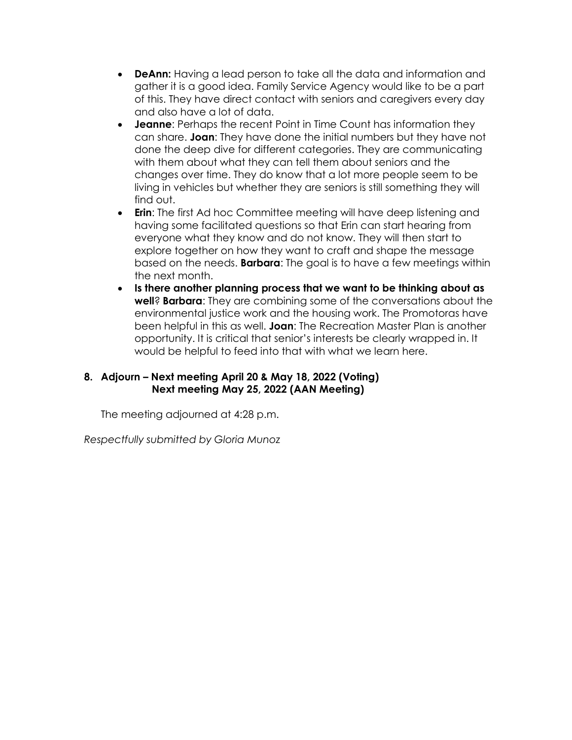- **DeAnn:** Having a lead person to take all the data and information and gather it is a good idea. Family Service Agency would like to be a part of this. They have direct contact with seniors and caregivers every day and also have a lot of data.
- **Jeanne**: Perhaps the recent Point in Time Count has information they can share. **Joan**: They have done the initial numbers but they have not done the deep dive for different categories. They are communicating with them about what they can tell them about seniors and the changes over time. They do know that a lot more people seem to be living in vehicles but whether they are seniors is still something they will find out.
- **Erin**: The first Ad hoc Committee meeting will have deep listening and having some facilitated questions so that Erin can start hearing from everyone what they know and do not know. They will then start to explore together on how they want to craft and shape the message based on the needs. **Barbara**: The goal is to have a few meetings within the next month.
- **Is there another planning process that we want to be thinking about as well**? **Barbara**: They are combining some of the conversations about the environmental justice work and the housing work. The Promotoras have been helpful in this as well. **Joan**: The Recreation Master Plan is another opportunity. It is critical that senior's interests be clearly wrapped in. It would be helpful to feed into that with what we learn here.

**8. Adjourn – Next meeting April 20 & May 18, 2022 (Voting)**
**Next meeting May 25, 2022 (AAN Meeting)**

The meeting adjourned at 4:28 p.m.

*Respectfully submitted by Gloria Munoz*